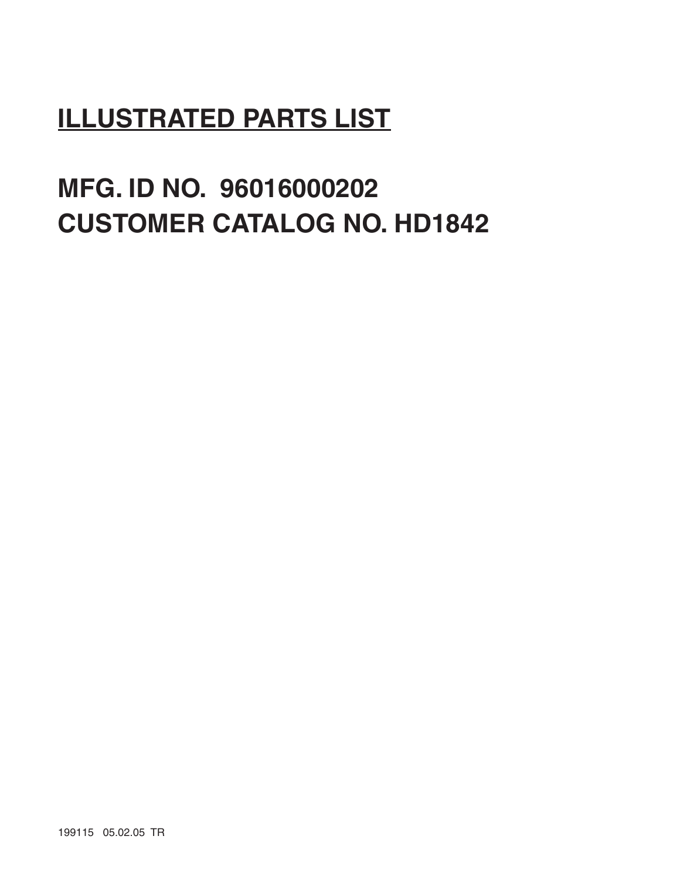# ILLUSTRATED PARTS LIST

## MFG. ID NO. 96016000202
## CUSTOMER CATALOG NO. HD1842

199115 05.02.05 TR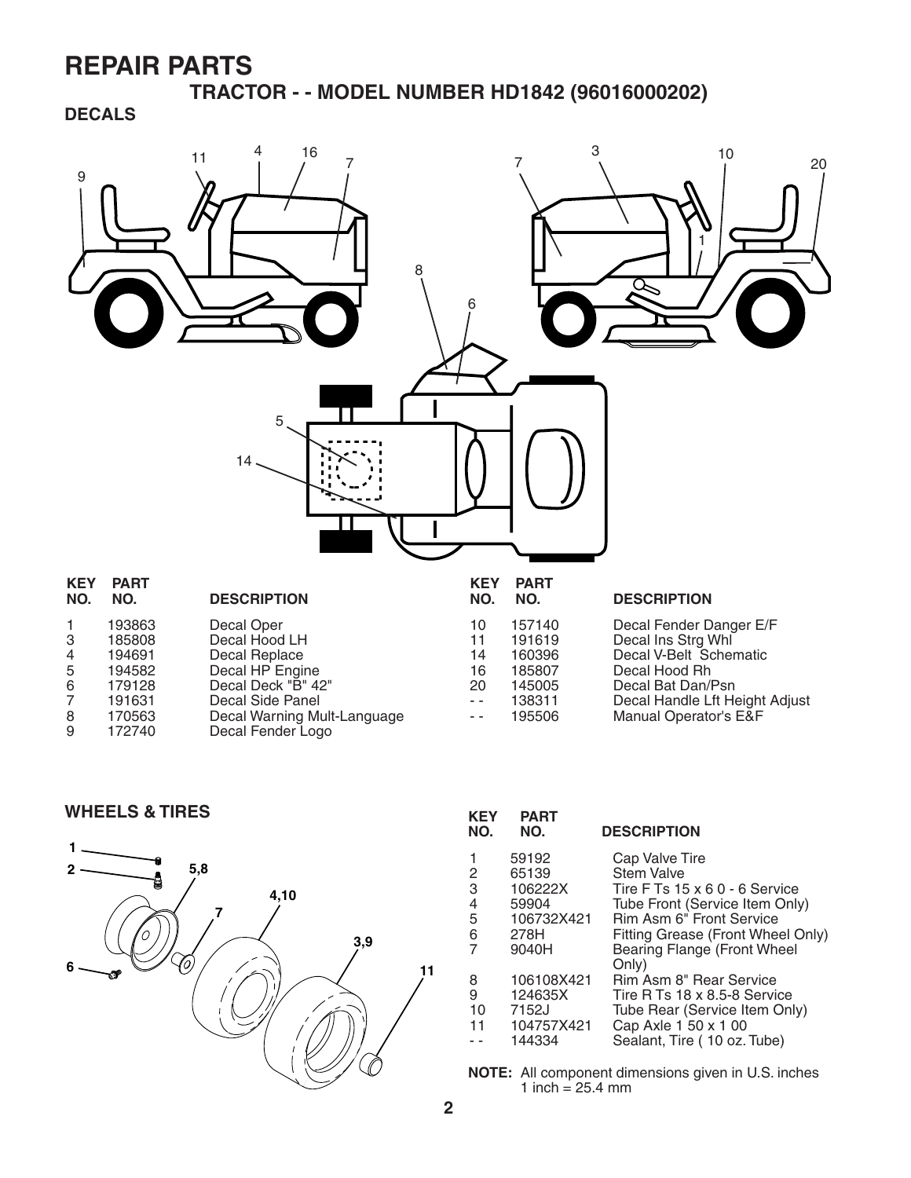# REPAIR PARTS

## TRACTOR - - MODEL NUMBER HD1842 (96016000202)

### DECALS

| KEY NO. | PART NO. | DESCRIPTION |
|---|---|---|
| 1 | 193863 | Decal Oper |
| 3 | 185808 | Decal Hood LH |
| 4 | 194691 | Decal Replace |
| 5 | 194582 | Decal HP Engine |
| 6 | 179128 | Decal Deck "B" 42" |
| 7 | 191631 | Decal Side Panel |
| 8 | 170563 | Decal Warning Mult-Languase |
| 9 | 172740 | Decal Fender Logo |
| 10 | 157140 | Decal Fender Danger E/F |
| 11 | 191619 | Decal Ins Strg Whl |
| 14 | 160396 | Decal V-Belt Schematic |
| 16 | 185807 | Decal Hood Rh |
| 20 | 145005 | Decal Bat Dan/Psn |
| - - | 138311 | Decal Handle Lft Height Adjust |
| - - | 195506 | Manual Operator's E&F |

### WHEELS & TIRES

| KEY NO. | PART NO. | DESCRIPTION |
|---|---|---|
| 1 | 59192 | Cap Valve Tire |
| 2 | 65139 | Stem Valve |
| 3 | 106222X | Tire F Ts 15 x 6 0 - 6 Service |
| 4 | 59904 | Tube Front (Service Item Only) |
| 5 | 106732X421 | Rim Asm 6" Front Service |
| 6 | 278H | Fitting Grease (Front Wheel Only) |
| 7 | 9040H | Bearing Flange (Front Wheel Only) |
| 8 | 106108X421 | Rim Asm 8" Rear Service |
| 9 | 124635X | Tire R Ts 18 x 8.5-8 Service |
| 10 | 7152J | Tube Rear (Service Item Only) |
| 11 | 104757X421 | Cap Axle 1 50 x 1 00 |
| - - | 144334 | Sealant, Tire ( 10 oz. Tube) |

**NOTE:** All component dimensions given in U.S. inches
1 inch = 25.4 mm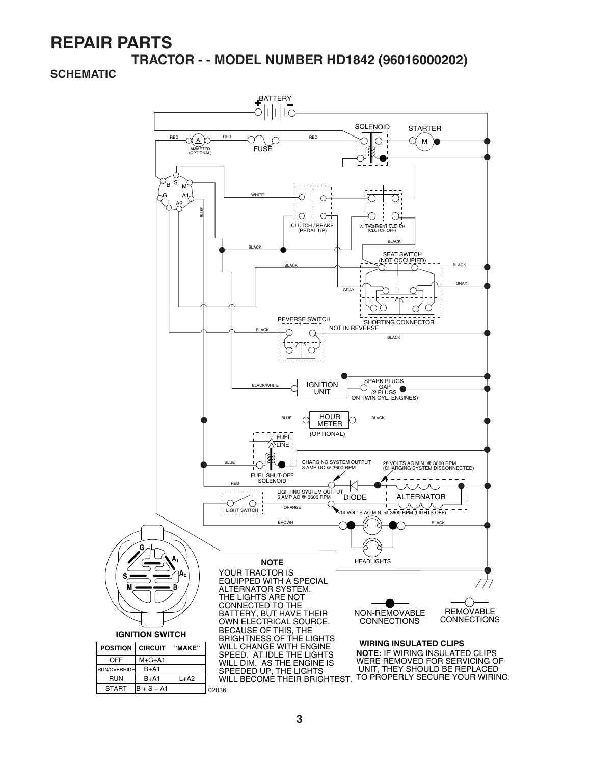# REPAIR PARTS

## TRACTOR - - MODEL NUMBER HD1842 (96016000202)

### SCHEMATIC

BATTERY

SOLENOID

STARTER

M

RED

A

AMMETER (OPTIONAL)

RED

FUSE

RED

B S M G A1 L A2

WHITE

BLUE

CLUTCH / BRAKE (PEDAL UP)

ATTACHMENT CLUTCH (CLUTCH OFF)

BLACK

BLACK

SEAT SWITCH (NOT OCCUPIED)

BLACK

BLACK

GRAY

GRAY

SHORTING CONNECTOR

REVERSE SWITCH

BLACK

NOT IN REVERSE

BLACK

SPARK PLUGS GAP (2 PLUGS ON TWIN CYL. ENGINES)

BLACK/WHITE

IGNITION UNIT

BLUE

HOUR METER

BLACK

(OPTIONAL)

FUEL LINE

BLUE

FUEL SHUT-OFF SOLENOID

CHARGING SYSTEM OUTPUT 3 AMP DC @ 3600 RPM

28 VOLTS AC MIN. @ 3600 RPM (CHARGING SYSTEM DISCONNECTED)

RED

LIGHTING SYSTEM OUTPUT 5 AMP AC @ 3600 RPM

DIODE

ALTERNATOR

LIGHT SWITCH

ORANGE

14 VOLTS AC MIN. @ 3600 RPM (LIGHTS OFF)

BROWN

BLACK

HEADLIGHTS

G L A1 A2 S M B

**IGNITION SWITCH**

| POSITION | CIRCUIT | "MAKE" |
|---|---|---|
| OFF | M+G+A1 | |
| RUN/OVERRIDE | B+A1 | |
| RUN | B+A1 | L+A2 |
| START | B + S + A1 | |

**NOTE**

YOUR TRACTOR IS EQUIPPED WITH A SPECIAL ALTERNATOR SYSTEM. THE LIGHTS ARE NOT CONNECTED TO THE BATTERY, BUT HAVE THEIR OWN ELECTRICAL SOURCE. BECAUSE OF THIS, THE BRIGHTNESS OF THE LIGHTS WILL CHANGE WITH ENGINE SPEED. AT IDLE THE LIGHTS WILL DIM. AS THE ENGINE IS SPEEDED UP, THE LIGHTS WILL BECOME THEIR BRIGHTEST.

NON-REMOVABLE CONNECTIONS

REMOVABLE CONNECTIONS

**WIRING INSULATED CLIPS**

**NOTE:** IF WIRING INSULATED CLIPS WERE REMOVED FOR SERVICING OF UNIT, THEY SHOULD BE REPLACED TO PROPERLY SECURE YOUR WIRING.

02836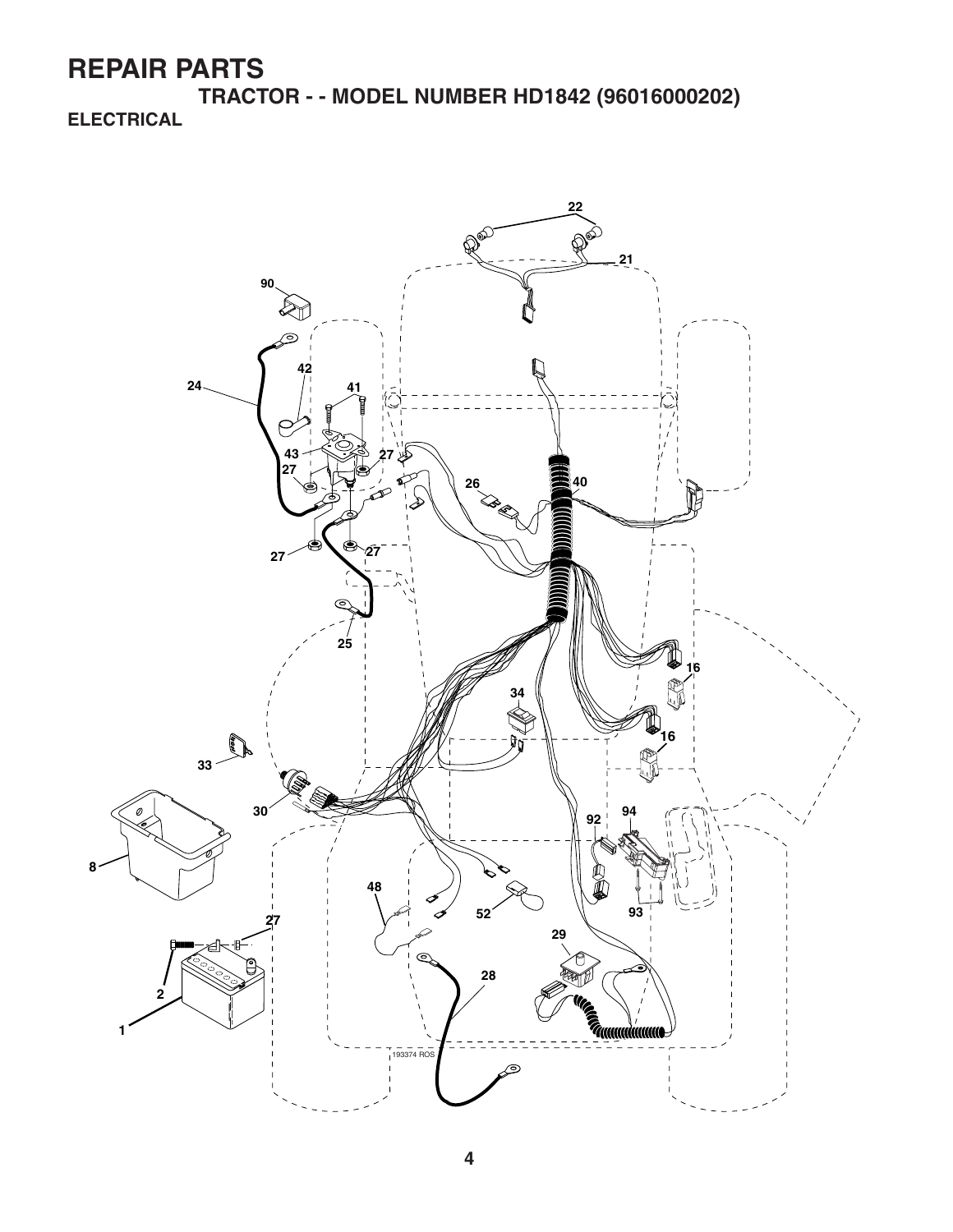# REPAIR PARTS

## TRACTOR - - MODEL NUMBER HD1842 (96016000202)

### ELECTRICAL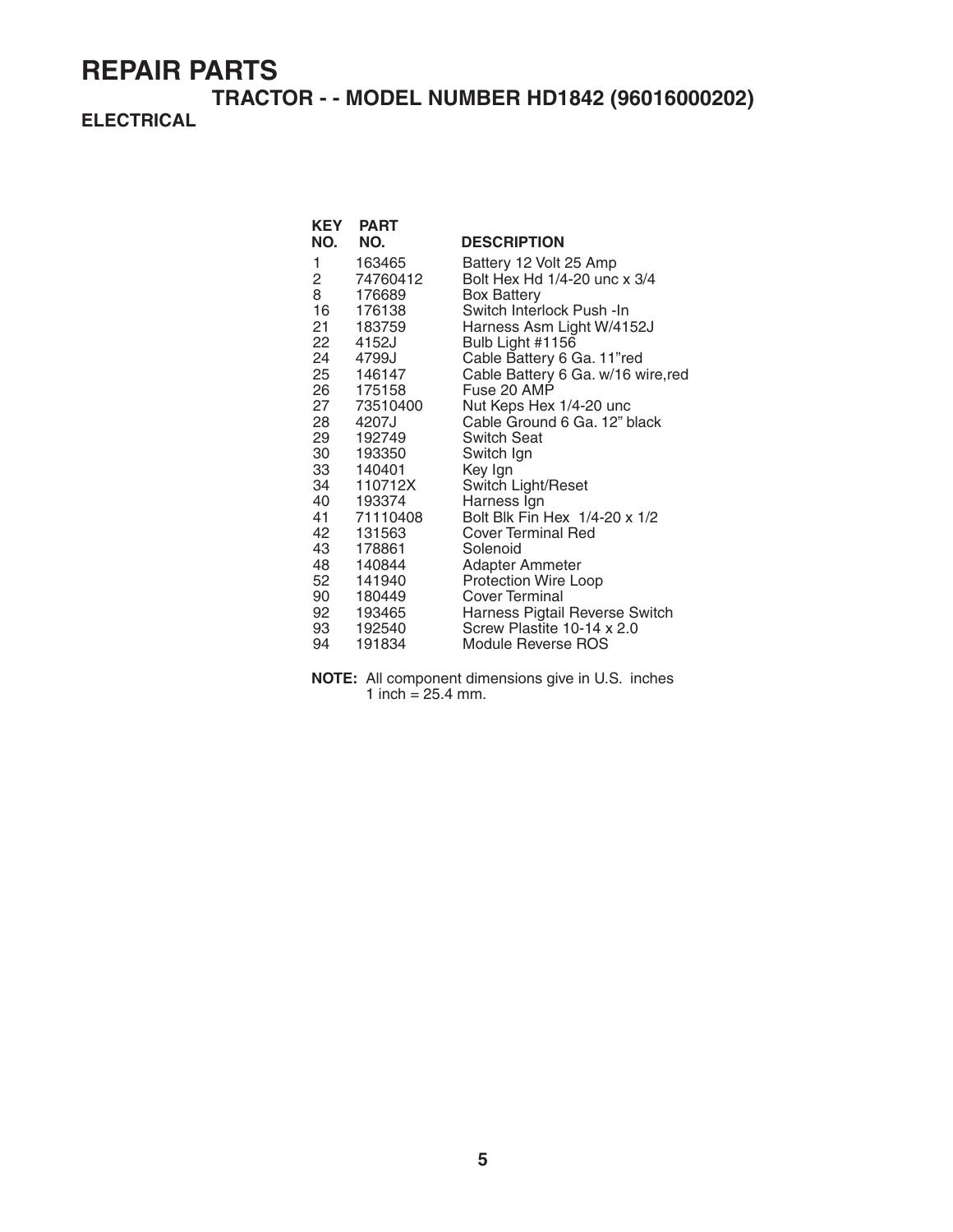# REPAIR PARTS

## TRACTOR - - MODEL NUMBER HD1842 (96016000202)

### ELECTRICAL

| KEY NO. | PART NO. | DESCRIPTION |
|---|---|---|
| 1 | 163465 | Battery 12 Volt 25 Amp |
| 2 | 74760412 | Bolt Hex Hd 1/4-20 unc x 3/4 |
| 8 | 176689 | Box Battery |
| 16 | 176138 | Switch Interlock Push -In |
| 21 | 183759 | Harness Asm Light W/4152J |
| 22 | 4152J | Bulb Light #1156 |
| 24 | 4799J | Cable Battery 6 Ga. 11"red |
| 25 | 146147 | Cable Battery 6 Ga. w/16 wire,red |
| 26 | 175158 | Fuse 20 AMP |
| 27 | 73510400 | Nut Keps Hex 1/4-20 unc |
| 28 | 4207J | Cable Ground 6 Ga. 12" black |
| 29 | 192749 | Switch Seat |
| 30 | 193350 | Switch Ign |
| 33 | 140401 | Key Ign |
| 34 | 110712X | Switch Light/Reset |
| 40 | 193374 | Harness Ign |
| 41 | 71110408 | Bolt Blk Fin Hex 1/4-20 x 1/2 |
| 42 | 131563 | Cover Terminal Red |
| 43 | 178861 | Solenoid |
| 48 | 140844 | Adapter Ammeter |
| 52 | 141940 | Protection Wire Loop |
| 90 | 180449 | Cover Terminal |
| 92 | 193465 | Harness Pigtail Reverse Switch |
| 93 | 192540 | Screw Plastite 10-14 x 2.0 |
| 94 | 191834 | Module Reverse ROS |

**NOTE:** All component dimensions give in U.S. inches
1 inch = 25.4 mm.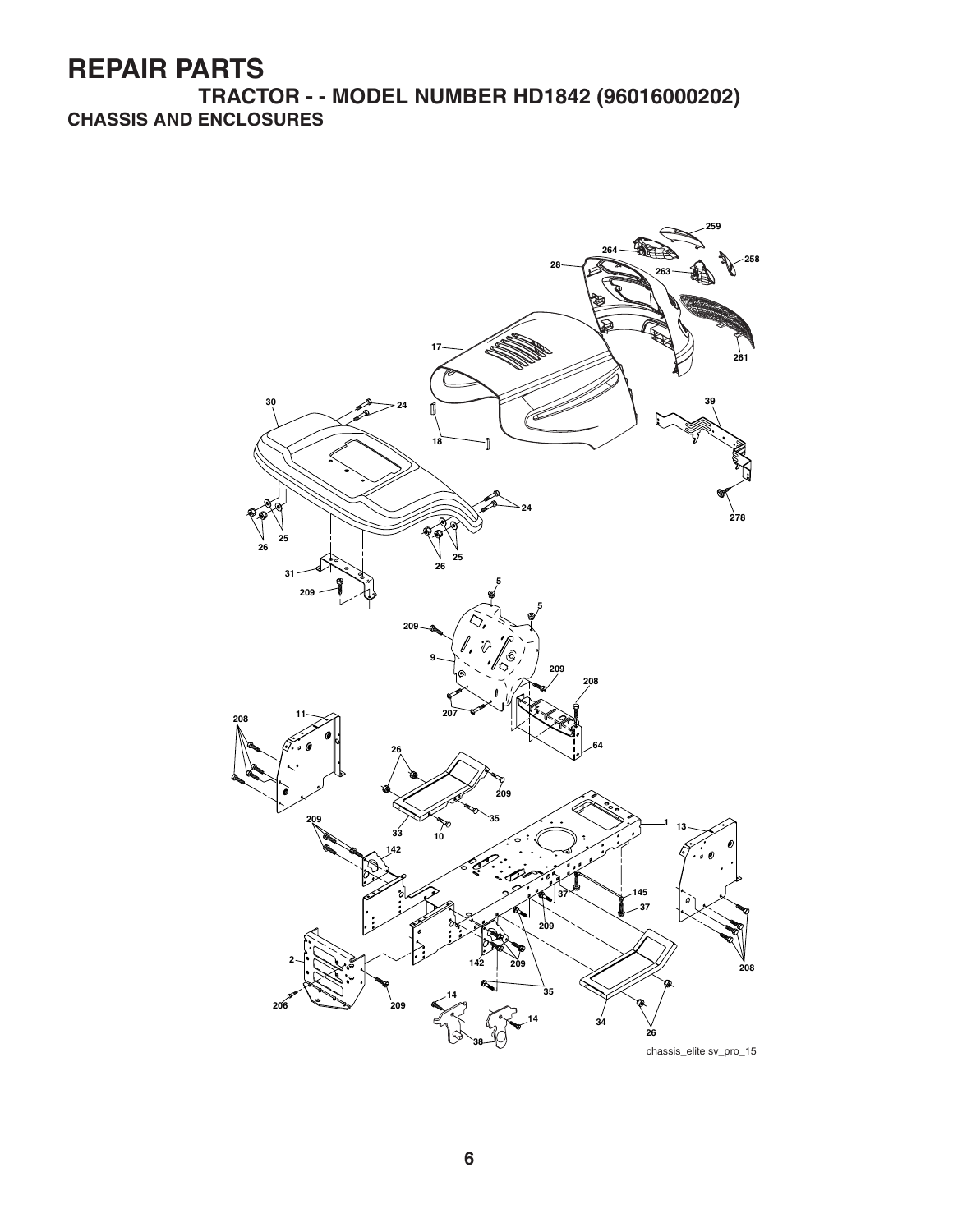# REPAIR PARTS

## TRACTOR - - MODEL NUMBER HD1842 (96016000202)

### CHASSIS AND ENCLOSURES

chassis_elite sv_pro_15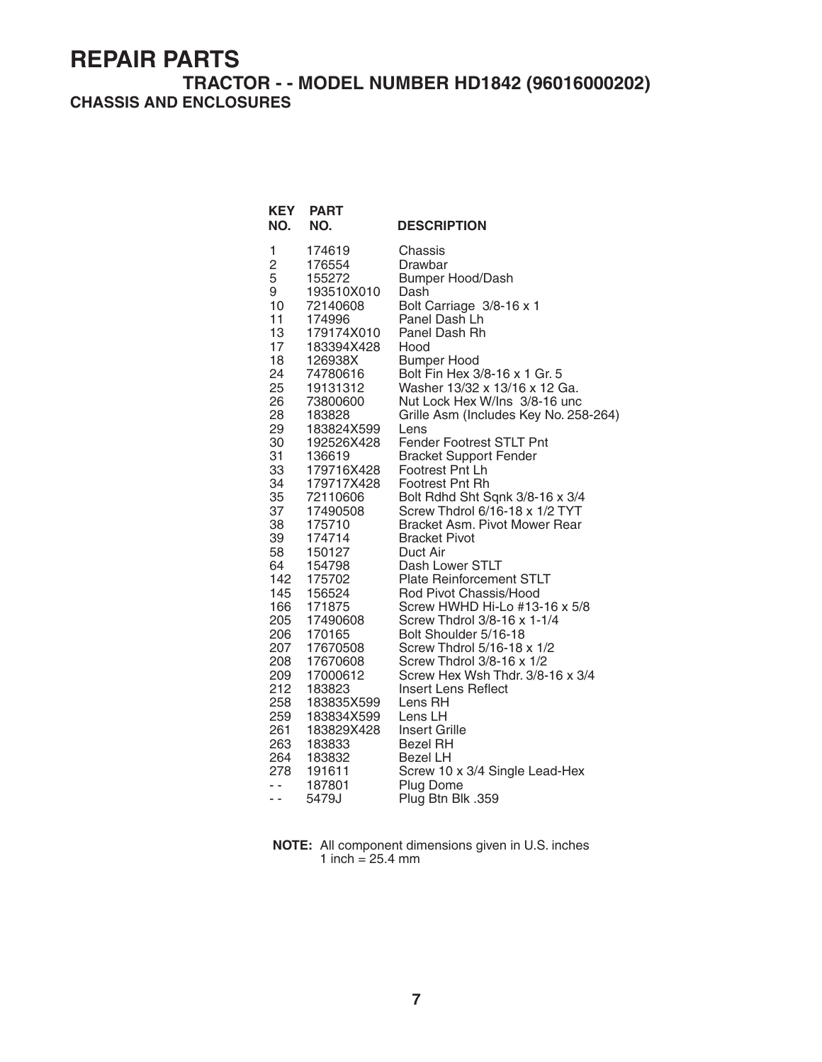# REPAIR PARTS

## TRACTOR - - MODEL NUMBER HD1842 (96016000202)

### CHASSIS AND ENCLOSURES

| KEY NO. | PART NO. | DESCRIPTION |
|---|---|---|
| 1 | 174619 | Chassis |
| 2 | 176554 | Drawbar |
| 5 | 155272 | Bumper Hood/Dash |
| 9 | 193510X010 | Dash |
| 10 | 72140608 | Bolt Carriage 3/8-16 x 1 |
| 11 | 174996 | Panel Dash Lh |
| 13 | 179174X010 | Panel Dash Rh |
| 17 | 183394X428 | Hood |
| 18 | 126938X | Bumper Hood |
| 24 | 74780616 | Bolt Fin Hex 3/8-16 x 1 Gr. 5 |
| 25 | 19131312 | Washer 13/32 x 13/16 x 12 Ga. |
| 26 | 73800600 | Nut Lock Hex W/Ins 3/8-16 unc |
| 28 | 183828 | Grille Asm (Includes Key No. 258-264) |
| 29 | 183824X599 | Lens |
| 30 | 192526X428 | Fender Footrest STLT Pnt |
| 31 | 136619 | Bracket Support Fender |
| 33 | 179716X428 | Footrest Pnt Lh |
| 34 | 179717X428 | Footrest Pnt Rh |
| 35 | 72110606 | Bolt Rdhd Sht Sqnk 3/8-16 x 3/4 |
| 37 | 17490508 | Screw Thdrol 6/16-18 x 1/2 TYT |
| 38 | 175710 | Bracket Asm. Pivot Mower Rear |
| 39 | 174714 | Bracket Pivot |
| 58 | 150127 | Duct Air |
| 64 | 154798 | Dash Lower STLT |
| 142 | 175702 | Plate Reinforcement STLT |
| 145 | 156524 | Rod Pivot Chassis/Hood |
| 166 | 171875 | Screw HWHD Hi-Lo #13-16 x 5/8 |
| 205 | 17490608 | Screw Thdrol 3/8-16 x 1-1/4 |
| 206 | 170165 | Bolt Shoulder 5/16-18 |
| 207 | 17670508 | Screw Thdrol 5/16-18 x 1/2 |
| 208 | 17670608 | Screw Thdrol 3/8-16 x 1/2 |
| 209 | 17000612 | Screw Hex Wsh Thdr. 3/8-16 x 3/4 |
| 212 | 183823 | Insert Lens Reflect |
| 258 | 183835X599 | Lens RH |
| 259 | 183834X599 | Lens LH |
| 261 | 183829X428 | Insert Grille |
| 263 | 183833 | Bezel RH |
| 264 | 183832 | Bezel LH |
| 278 | 191611 | Screw 10 x 3/4 Single Lead-Hex |
| - - | 187801 | Plug Dome |
| - - | 5479J | Plug Btn Blk .359 |

**NOTE:** All component dimensions given in U.S. inches
1 inch = 25.4 mm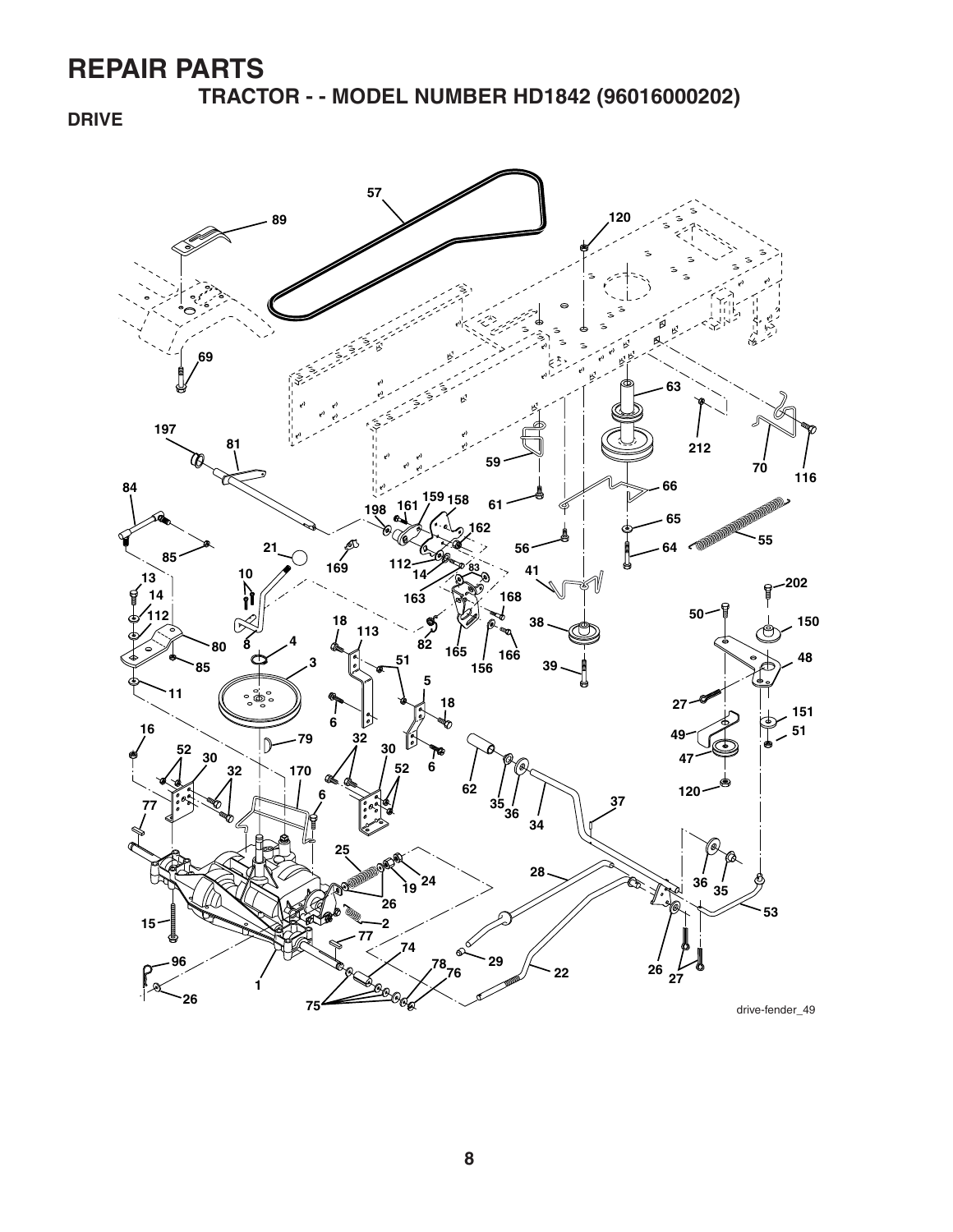# REPAIR PARTS

## TRACTOR - - MODEL NUMBER HD1842 (96016000202)

### DRIVE

drive-fender_49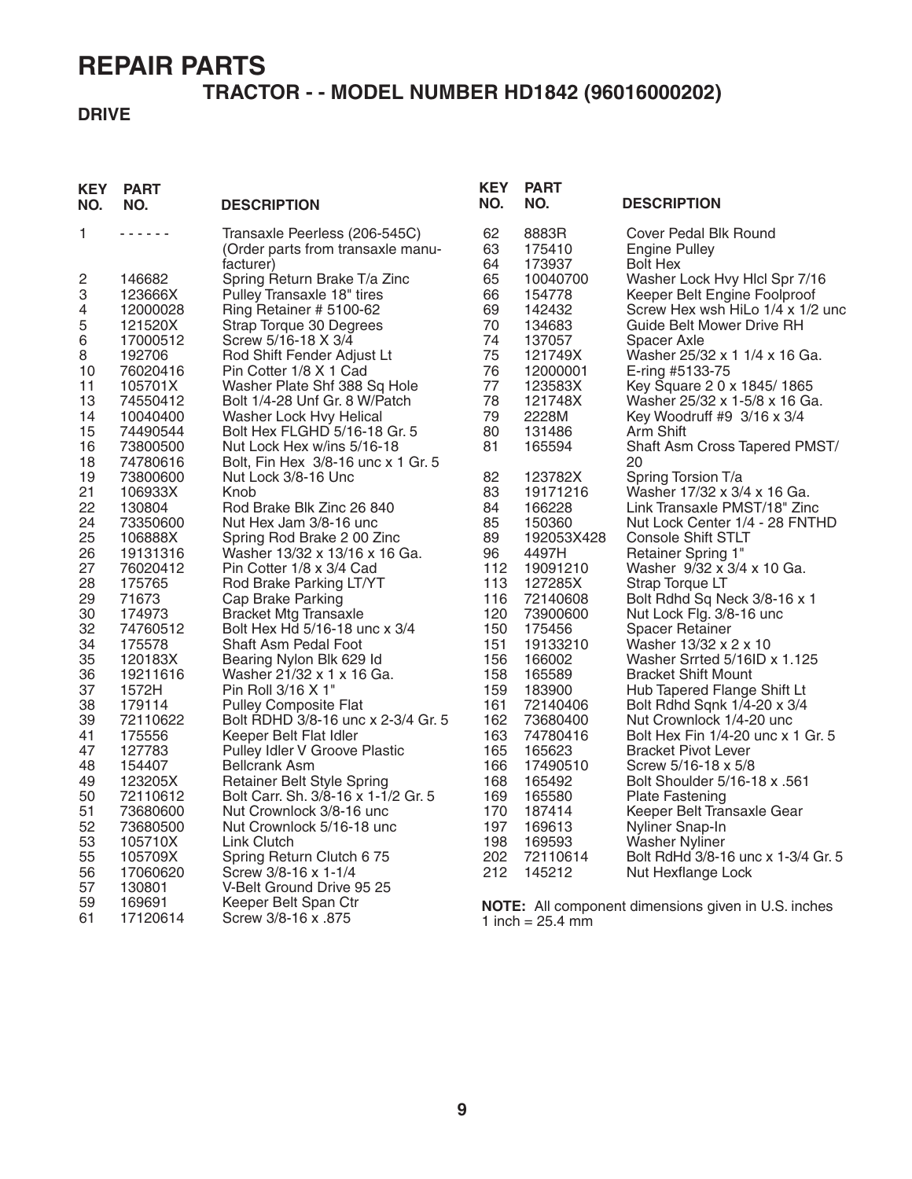# REPAIR PARTS

## TRACTOR - - MODEL NUMBER HD1842 (96016000202)

### DRIVE

| KEY NO. | PART NO. | DESCRIPTION |
|---|---|---|
| 1 | - - - - - - | Transaxle Peerless (206-545C) (Order parts from transaxle manufacturer) |
| 2 | 146682 | Spring Return Brake T/a Zinc |
| 3 | 123666X | Pulley Transaxle 18" tires |
| 4 | 12000028 | Ring Retainer # 5100-62 |
| 5 | 121520X | Strap Torque 30 Degrees |
| 6 | 17000512 | Screw 5/16-18 X 3/4 |
| 8 | 192706 | Rod Shift Fender Adjust Lt |
| 10 | 76020416 | Pin Cotter 1/8 X 1 Cad |
| 11 | 105701X | Washer Plate Shf 388 Sq Hole |
| 13 | 74550412 | Bolt 1/4-28 Unf Gr. 8 W/Patch |
| 14 | 10040400 | Washer Lock Hvy Helical |
| 15 | 74490544 | Bolt Hex FLGHD 5/16-18 Gr. 5 |
| 16 | 73800500 | Nut Lock Hex w/ins 5/16-18 |
| 18 | 74780616 | Bolt, Fin Hex 3/8-16 unc x 1 Gr. 5 |
| 19 | 73800600 | Nut Lock 3/8-16 Unc |
| 21 | 106933X | Knob |
| 22 | 130804 | Rod Brake Blk Zinc 26 840 |
| 24 | 73350600 | Nut Hex Jam 3/8-16 unc |
| 25 | 106888X | Spring Rod Brake 2 00 Zinc |
| 26 | 19131316 | Washer 13/32 x 13/16 x 16 Ga. |
| 27 | 76020412 | Pin Cotter 1/8 x 3/4 Cad |
| 28 | 175765 | Rod Brake Parking LT/YT |
| 29 | 71673 | Cap Brake Parking |
| 30 | 174973 | Bracket Mtg Transaxle |
| 32 | 74760512 | Bolt Hex Hd 5/16-18 unc x 3/4 |
| 34 | 175578 | Shaft Asm Pedal Foot |
| 35 | 120183X | Bearing Nylon Blk 629 Id |
| 36 | 19211616 | Washer 21/32 x 1 x 16 Ga. |
| 37 | 1572H | Pin Roll 3/16 X 1" |
| 38 | 179114 | Pulley Composite Flat |
| 39 | 72110622 | Bolt RDHD 3/8-16 unc x 2-3/4 Gr. 5 |
| 41 | 175556 | Keeper Belt Flat Idler |
| 47 | 127783 | Pulley Idler V Groove Plastic |
| 48 | 154407 | Bellcrank Asm |
| 49 | 123205X | Retainer Belt Style Spring |
| 50 | 72110612 | Bolt Carr. Sh. 3/8-16 x 1-1/2 Gr. 5 |
| 51 | 73680600 | Nut Crownlock 3/8-16 unc |
| 52 | 73680500 | Nut Crownlock 5/16-18 unc |
| 53 | 105710X | Link Clutch |
| 55 | 105709X | Spring Return Clutch 6 75 |
| 56 | 17060620 | Screw 3/8-16 x 1-1/4 |
| 57 | 130801 | V-Belt Ground Drive 95 25 |
| 59 | 169691 | Keeper Belt Span Ctr |
| 61 | 17120614 | Screw 3/8-16 x .875 |
| 62 | 8883R | Cover Pedal Blk Round |
| 63 | 175410 | Engine Pulley |
| 64 | 173937 | Bolt Hex |
| 65 | 10040700 | Washer Lock Hvy Hlcl Spr 7/16 |
| 66 | 154778 | Keeper Belt Engine Foolproof |
| 69 | 142432 | Screw Hex wsh HiLo 1/4 x 1/2 unc |
| 70 | 134683 | Guide Belt Mower Drive RH |
| 74 | 137057 | Spacer Axle |
| 75 | 121749X | Washer 25/32 x 1 1/4 x 16 Ga. |
| 76 | 12000001 | E-ring #5133-75 |
| 77 | 123583X | Key Square 2 0 x 1845/ 1865 |
| 78 | 121748X | Washer 25/32 x 1-5/8 x 16 Ga. |
| 79 | 2228M | Key Woodruff #9 3/16 x 3/4 |
| 80 | 131486 | Arm Shift |
| 81 | 165594 | Shaft Asm Cross Tapered PMST/20 |
| 82 | 123782X | Spring Torsion T/a |
| 83 | 19171216 | Washer 17/32 x 3/4 x 16 Ga. |
| 84 | 166228 | Link Transaxle PMST/18" Zinc |
| 85 | 150360 | Nut Lock Center 1/4 - 28 FNTHD |
| 89 | 192053X428 | Console Shift STLT |
| 96 | 4497H | Retainer Spring 1" |
| 112 | 19091210 | Washer 9/32 x 3/4 x 10 Ga. |
| 113 | 127285X | Strap Torque LT |
| 116 | 72140608 | Bolt Rdhd Sq Neck 3/8-16 x 1 |
| 120 | 73900600 | Nut Lock Flg. 3/8-16 unc |
| 150 | 175456 | Spacer Retainer |
| 151 | 19133210 | Washer 13/32 x 2 x 10 |
| 156 | 166002 | Washer Srrted 5/16ID x 1.125 |
| 158 | 165589 | Bracket Shift Mount |
| 159 | 183900 | Hub Tapered Flange Shift Lt |
| 161 | 72140406 | Bolt Rdhd Sqnk 1/4-20 x 3/4 |
| 162 | 73680400 | Nut Crownlock 1/4-20 unc |
| 163 | 74780416 | Bolt Hex Fin 1/4-20 unc x 1 Gr. 5 |
| 165 | 165623 | Bracket Pivot Lever |
| 166 | 17490510 | Screw 5/16-18 x 5/8 |
| 168 | 165492 | Bolt Shoulder 5/16-18 x .561 |
| 169 | 165580 | Plate Fastening |
| 170 | 187414 | Keeper Belt Transaxle Gear |
| 197 | 169613 | Nyliner Snap-In |
| 198 | 169593 | Washer Nyliner |
| 202 | 72110614 | Bolt RdHd 3/8-16 unc x 1-3/4 Gr. 5 |
| 212 | 145212 | Nut Hexflange Lock |

**NOTE:** All component dimensions given in U.S. inches
1 inch = 25.4 mm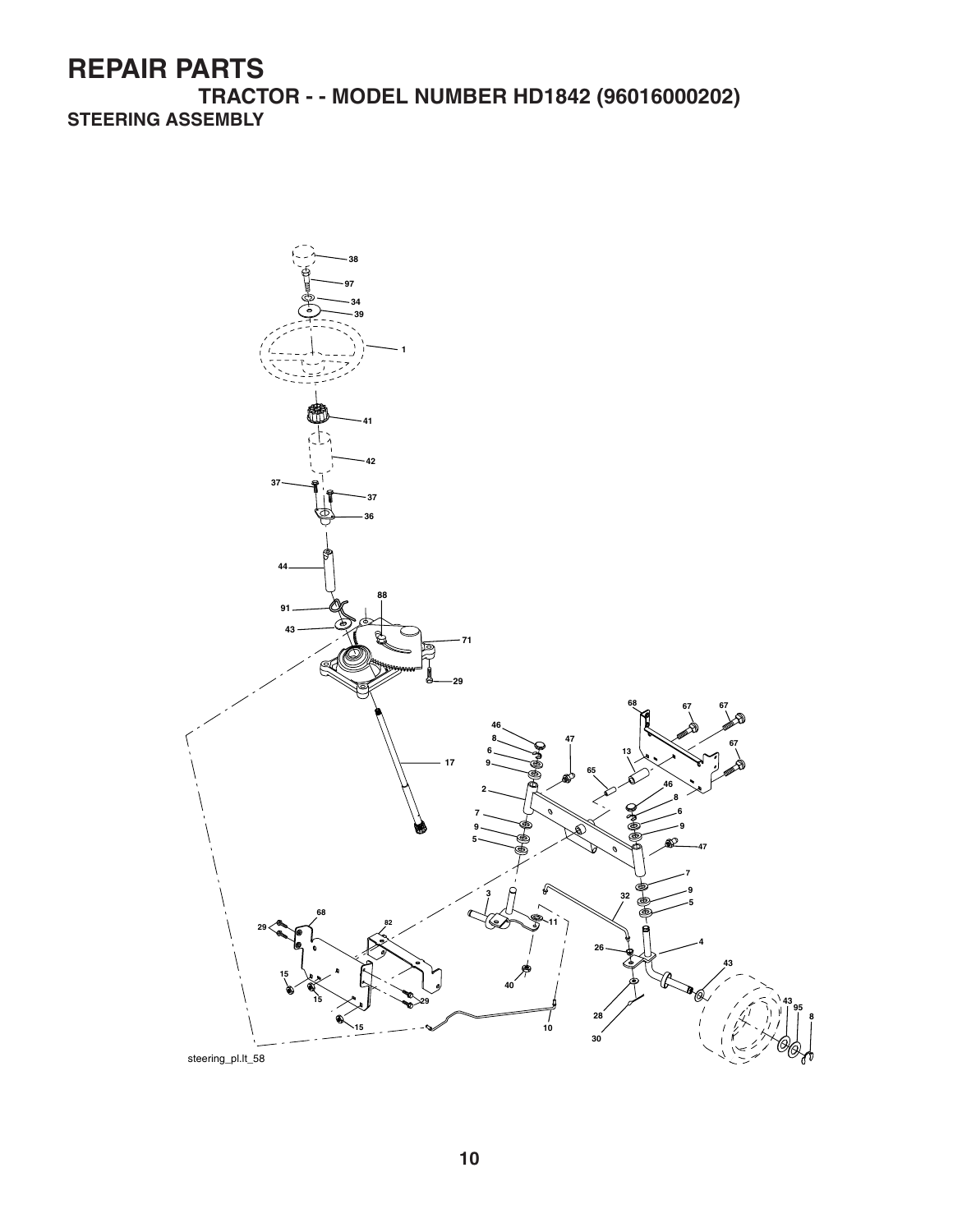# REPAIR PARTS

## TRACTOR - - MODEL NUMBER HD1842 (96016000202)

### STEERING ASSEMBLY

steering_pl.lt_58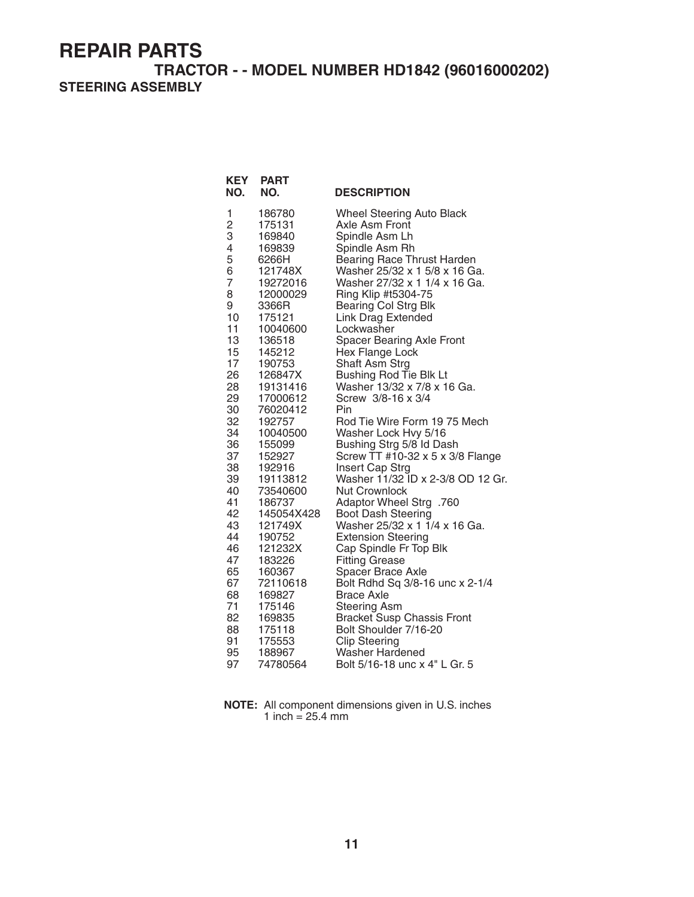# REPAIR PARTS

## TRACTOR - - MODEL NUMBER HD1842 (96016000202)

### STEERING ASSEMBLY

| KEY NO. | PART NO. | DESCRIPTION |
|---|---|---|
| 1 | 186780 | Wheel Steering Auto Black |
| 2 | 175131 | Axle Asm Front |
| 3 | 169840 | Spindle Asm Lh |
| 4 | 169839 | Spindle Asm Rh |
| 5 | 6266H | Bearing Race Thrust Harden |
| 6 | 121748X | Washer 25/32 x 1 5/8 x 16 Ga. |
| 7 | 19272016 | Washer 27/32 x 1 1/4 x 16 Ga. |
| 8 | 12000029 | Ring Klip #t5304-75 |
| 9 | 3366R | Bearing Col Strg Blk |
| 10 | 175121 | Link Drag Extended |
| 11 | 10040600 | Lockwasher |
| 13 | 136518 | Spacer Bearing Axle Front |
| 15 | 145212 | Hex Flange Lock |
| 17 | 190753 | Shaft Asm Strg |
| 26 | 126847X | Bushing Rod Tie Blk Lt |
| 28 | 19131416 | Washer 13/32 x 7/8 x 16 Ga. |
| 29 | 17000612 | Screw 3/8-16 x 3/4 |
| 30 | 76020412 | Pin |
| 32 | 192757 | Rod Tie Wire Form 19 75 Mech |
| 34 | 10040500 | Washer Lock Hvy 5/16 |
| 36 | 155099 | Bushing Strg 5/8 Id Dash |
| 37 | 152927 | Screw TT #10-32 x 5 x 3/8 Flange |
| 38 | 192916 | Insert Cap Strg |
| 39 | 19113812 | Washer 11/32 ID x 2-3/8 OD 12 Gr. |
| 40 | 73540600 | Nut Crownlock |
| 41 | 186737 | Adaptor Wheel Strg .760 |
| 42 | 145054X428 | Boot Dash Steering |
| 43 | 121749X | Washer 25/32 x 1 1/4 x 16 Ga. |
| 44 | 190752 | Extension Steering |
| 46 | 121232X | Cap Spindle Fr Top Blk |
| 47 | 183226 | Fitting Grease |
| 65 | 160367 | Spacer Brace Axle |
| 67 | 72110618 | Bolt Rdhd Sq 3/8-16 unc x 2-1/4 |
| 68 | 169827 | Brace Axle |
| 71 | 175146 | Steering Asm |
| 82 | 169835 | Bracket Susp Chassis Front |
| 88 | 175118 | Bolt Shoulder 7/16-20 |
| 91 | 175553 | Clip Steering |
| 95 | 188967 | Washer Hardened |
| 97 | 74780564 | Bolt 5/16-18 unc x 4" L Gr. 5 |

**NOTE:** All component dimensions given in U.S. inches
1 inch = 25.4 mm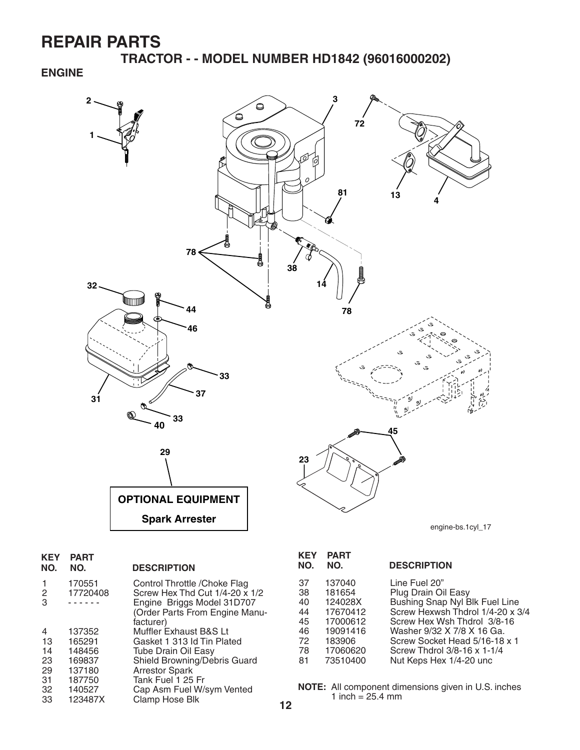# REPAIR PARTS

## TRACTOR - - MODEL NUMBER HD1842 (96016000202)

### ENGINE

OPTIONAL EQUIPMENT

Spark Arrester

engine-bs.1cyl_17

| KEY NO. | PART NO. | DESCRIPTION |
|---|---|---|
| 1 | 170551 | Control Throttle /Choke Flag |
| 2 | 17720408 | Screw Hex Thd Cut 1/4-20 x 1/2 |
| 3 | - - - - - - | Engine Briggs Model 31D707 (Order Parts From Engine Manufacturer) |
| 4 | 137352 | Muffler Exhaust B&S Lt |
| 13 | 165291 | Gasket 1 313 Id Tin Plated |
| 14 | 148456 | Tube Drain Oil Easy |
| 23 | 169837 | Shield Browning/Debris Guard |
| 29 | 137180 | Arrestor Spark |
| 31 | 187750 | Tank Fuel 1 25 Fr |
| 32 | 140527 | Cap Asm Fuel W/sym Vented |
| 33 | 123487X | Clamp Hose Blk |
| 37 | 137040 | Line Fuel 20" |
| 38 | 181654 | Plug Drain Oil Easy |
| 40 | 124028X | Bushing Snap Nyl Blk Fuel Line |
| 44 | 17670412 | Screw Hexwsh Thdrol 1/4-20 x 3/4 |
| 45 | 17000612 | Screw Hex Wsh Thdrol 3/8-16 |
| 46 | 19091416 | Washer 9/32 X 7/8 X 16 Ga. |
| 72 | 183906 | Screw Socket Head 5/16-18 x 1 |
| 78 | 17060620 | Screw Thdrol 3/8-16 x 1-1/4 |
| 81 | 73510400 | Nut Keps Hex 1/4-20 unc |

**NOTE:** All component dimensions given in U.S. inches
1 inch = 25.4 mm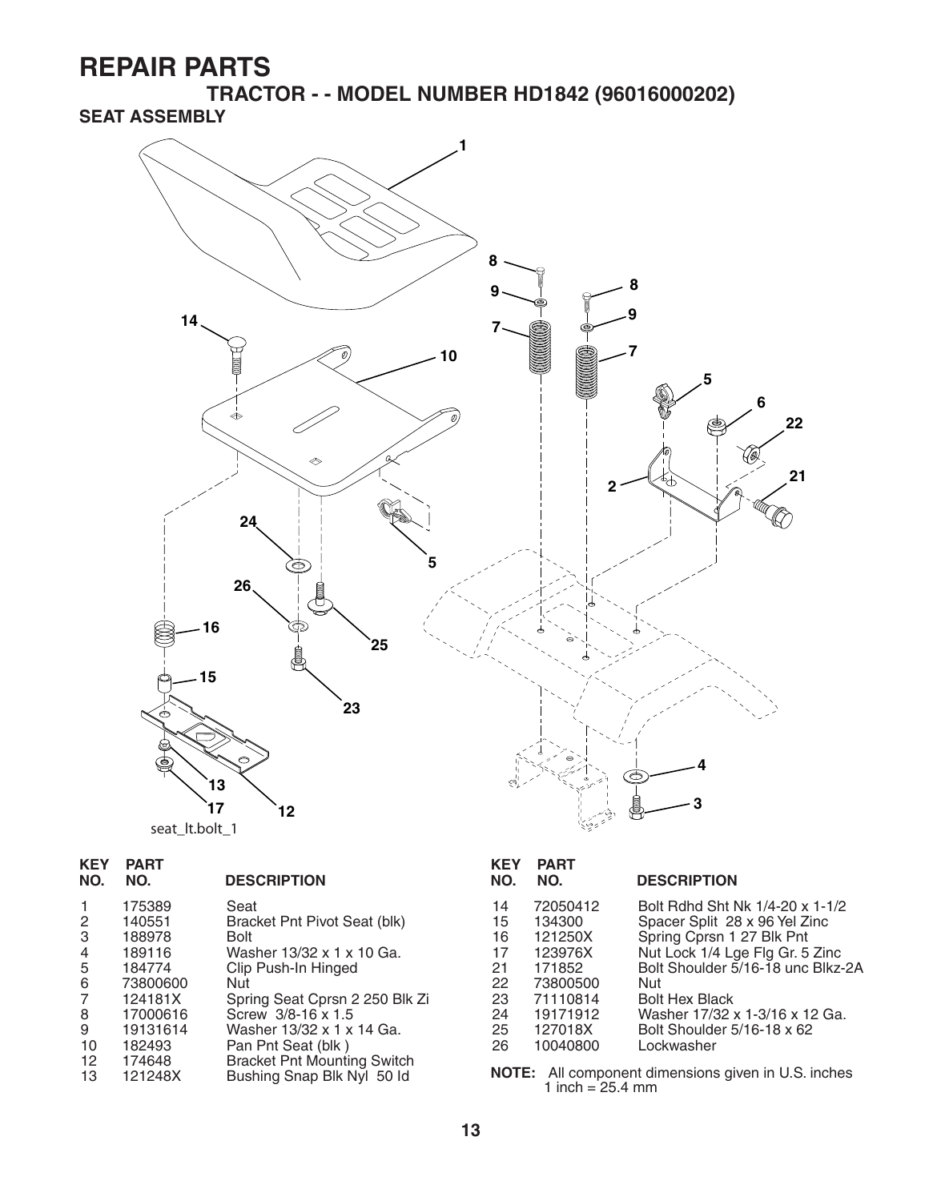# REPAIR PARTS

## TRACTOR - - MODEL NUMBER HD1842 (96016000202)

### SEAT ASSEMBLY

seat_lt.bolt_1

| KEY NO. | PART NO. | DESCRIPTION |
|---|---|---|
| 1 | 175389 | Seat |
| 2 | 140551 | Bracket Pnt Pivot Seat (blk) |
| 3 | 188978 | Bolt |
| 4 | 189116 | Washer 13/32 x 1 x 10 Ga. |
| 5 | 184774 | Clip Push-In Hinged |
| 6 | 73800600 | Nut |
| 7 | 124181X | Spring Seat Cprsn 2 250 Blk Zi |
| 8 | 17000616 | Screw 3/8-16 x 1.5 |
| 9 | 19131614 | Washer 13/32 x 1 x 14 Ga. |
| 10 | 182493 | Pan Pnt Seat (blk ) |
| 12 | 174648 | Bracket Pnt Mounting Switch |
| 13 | 121248X | Bushing Snap Blk Nyl 50 Id |
| 14 | 72050412 | Bolt Rdhd Sht Nk 1/4-20 x 1-1/2 |
| 15 | 134300 | Spacer Split 28 x 96 Yel Zinc |
| 16 | 121250X | Spring Cprsn 1 27 Blk Pnt |
| 17 | 123976X | Nut Lock 1/4 Lge Flg Gr. 5 Zinc |
| 21 | 171852 | Bolt Shoulder 5/16-18 unc Blkz-2A |
| 22 | 73800500 | Nut |
| 23 | 71110814 | Bolt Hex Black |
| 24 | 19171912 | Washer 17/32 x 1-3/16 x 12 Ga. |
| 25 | 127018X | Bolt Shoulder 5/16-18 x 62 |
| 26 | 10040800 | Lockwasher |

**NOTE:** All component dimensions given in U.S. inches
1 inch = 25.4 mm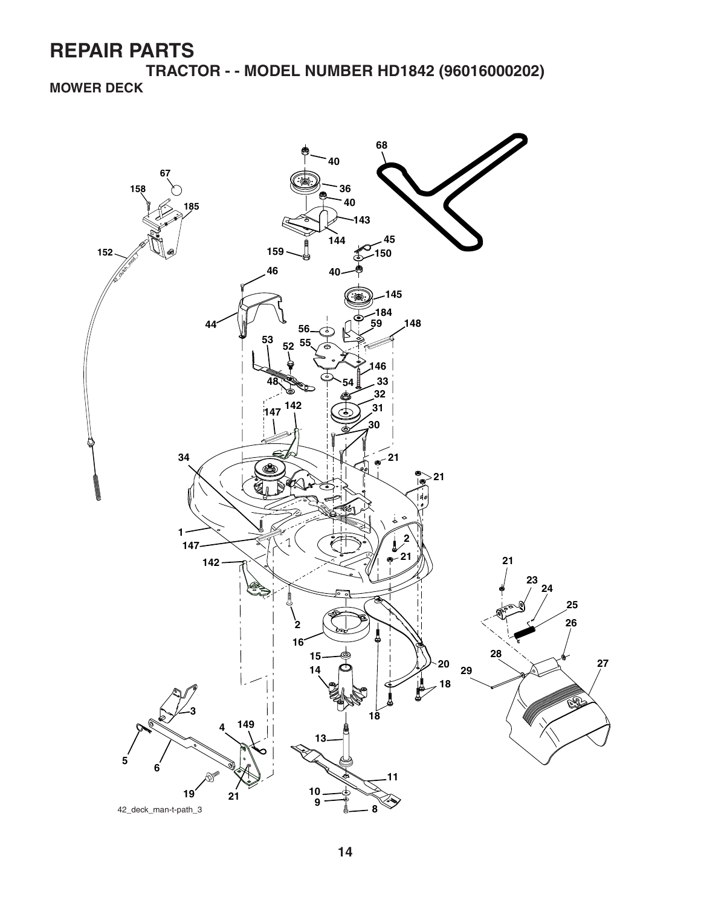# REPAIR PARTS

## TRACTOR - - MODEL NUMBER HD1842 (96016000202)

### MOWER DECK

42_deck_man-t-path_3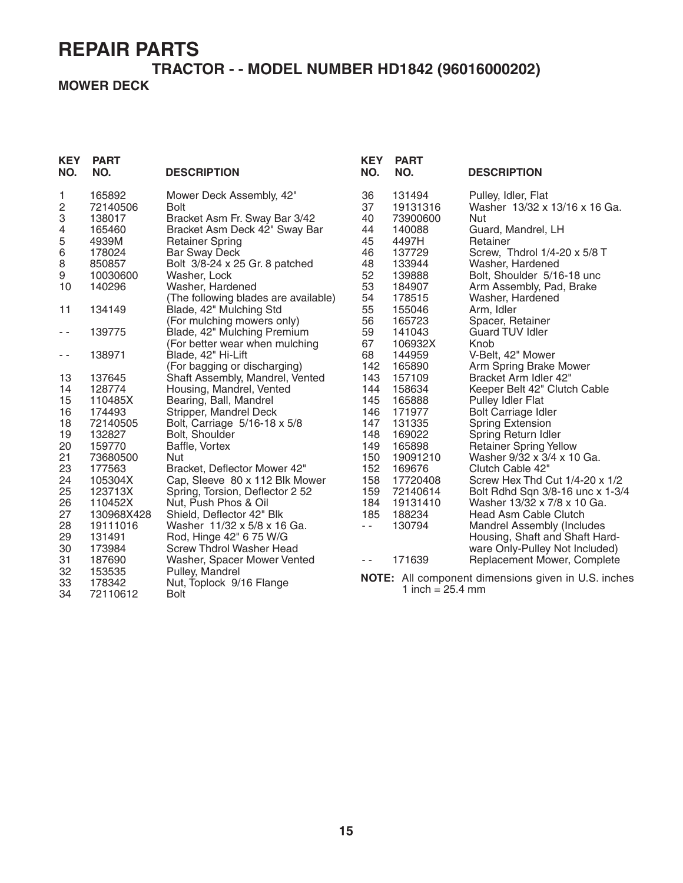# REPAIR PARTS

## TRACTOR - - MODEL NUMBER HD1842 (96016000202)

### MOWER DECK

| KEY NO. | PART NO. | DESCRIPTION |
|---|---|---|
| 1 | 165892 | Mower Deck Assembly, 42" |
| 2 | 72140506 | Bolt |
| 3 | 138017 | Bracket Asm Fr. Sway Bar 3/42 |
| 4 | 165460 | Bracket Asm Deck 42" Sway Bar |
| 5 | 4939M | Retainer Spring |
| 6 | 178024 | Bar Sway Deck |
| 8 | 850857 | Bolt 3/8-24 x 25 Gr. 8 patched |
| 9 | 10030600 | Washer, Lock |
| 10 | 140296 | Washer, Hardened |
| | | (The following blades are available) |
| 11 | 134149 | Blade, 42" Mulching Std |
| | | (For mulching mowers only) |
| - - | 139775 | Blade, 42" Mulching Premium |
| | | (For better wear when mulching |
| - - | 138971 | Blade, 42" Hi-Lift |
| | | (For bagging or discharging) |
| 13 | 137645 | Shaft Assembly, Mandrel, Vented |
| 14 | 128774 | Housing, Mandrel, Vented |
| 15 | 110485X | Bearing, Ball, Mandrel |
| 16 | 174493 | Stripper, Mandrel Deck |
| 18 | 72140505 | Bolt, Carriage 5/16-18 x 5/8 |
| 19 | 132827 | Bolt, Shoulder |
| 20 | 159770 | Baffle, Vortex |
| 21 | 73680500 | Nut |
| 23 | 177563 | Bracket, Deflector Mower 42" |
| 24 | 105304X | Cap, Sleeve 80 x 112 Blk Mower |
| 25 | 123713X | Spring, Torsion, Deflector 2 52 |
| 26 | 110452X | Nut, Push Phos & Oil |
| 27 | 130968X428 | Shield, Deflector 42" Blk |
| 28 | 19111016 | Washer 11/32 x 5/8 x 16 Ga. |
| 29 | 131491 | Rod, Hinge 42" 6 75 W/G |
| 30 | 173984 | Screw Thdrol Washer Head |
| 31 | 187690 | Washer, Spacer Mower Vented |
| 32 | 153535 | Pulley, Mandrel |
| 33 | 178342 | Nut, Toplock 9/16 Flange |
| 34 | 72110612 | Bolt |
| 36 | 131494 | Pulley, Idler, Flat |
| 37 | 19131316 | Washer 13/32 x 13/16 x 16 Ga. |
| 40 | 73900600 | Nut |
| 44 | 140088 | Guard, Mandrel, LH |
| 45 | 4497H | Retainer |
| 46 | 137729 | Screw, Thdrol 1/4-20 x 5/8 T |
| 48 | 133944 | Washer, Hardened |
| 52 | 139888 | Bolt, Shoulder 5/16-18 unc |
| 53 | 184907 | Arm Assembly, Pad, Brake |
| 54 | 178515 | Washer, Hardened |
| 55 | 155046 | Arm, Idler |
| 56 | 165723 | Spacer, Retainer |
| 59 | 141043 | Guard TUV Idler |
| 67 | 106932X | Knob |
| 68 | 144959 | V-Belt, 42" Mower |
| 142 | 165890 | Arm Spring Brake Mower |
| 143 | 157109 | Bracket Arm Idler 42" |
| 144 | 158634 | Keeper Belt 42" Clutch Cable |
| 145 | 165888 | Pulley Idler Flat |
| 146 | 171977 | Bolt Carriage Idler |
| 147 | 131335 | Spring Extension |
| 148 | 169022 | Spring Return Idler |
| 149 | 165898 | Retainer Spring Yellow |
| 150 | 19091210 | Washer 9/32 x 3/4 x 10 Ga. |
| 152 | 169676 | Clutch Cable 42" |
| 158 | 17720408 | Screw Hex Thd Cut 1/4-20 x 1/2 |
| 159 | 72140614 | Bolt Rdhd Sqn 3/8-16 unc x 1-3/4 |
| 184 | 19131410 | Washer 13/32 x 7/8 x 10 Ga. |
| 185 | 188234 | Head Asm Cable Clutch |
| - - | 130794 | Mandrel Assembly (Includes Housing, Shaft and Shaft Hardware Only-Pulley Not Included) |
| - - | 171639 | Replacement Mower, Complete |

**NOTE:** All component dimensions given in U.S. inches
1 inch = 25.4 mm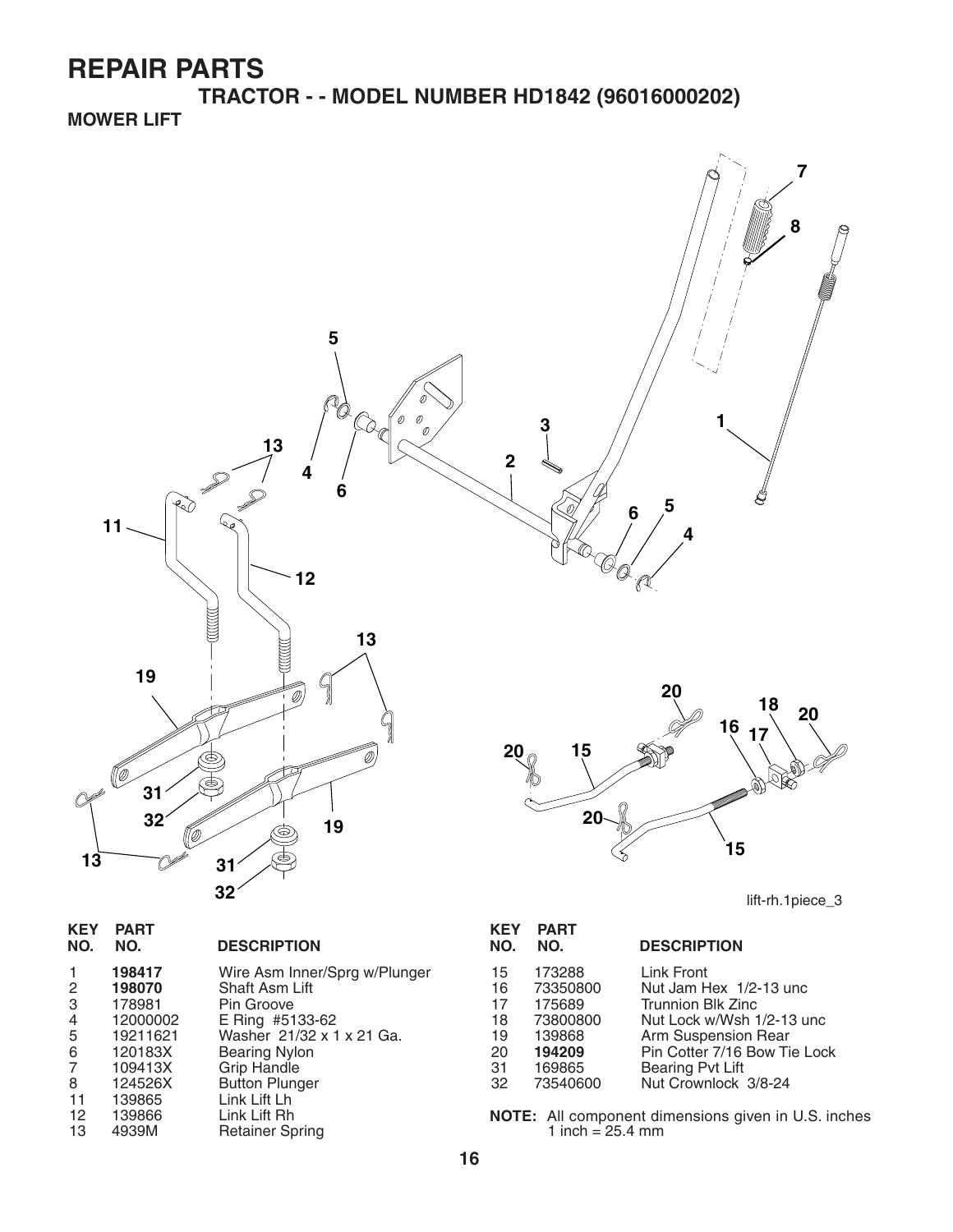# REPAIR PARTS

## TRACTOR - - MODEL NUMBER HD1842 (96016000202)

### MOWER LIFT

lift-rh.1piece_3

| KEY NO. | PART NO. | DESCRIPTION |
|---|---|---|
| 1 | **198417** | Wire Asm Inner/Sprg w/Plunger |
| 2 | **198070** | Shaft Asm Lift |
| 3 | 178981 | Pin Groove |
| 4 | 12000002 | E Ring #5133-62 |
| 5 | 19211621 | Washer 21/32 x 1 x 21 Ga. |
| 6 | 120183X | Bearing Nylon |
| 7 | 109413X | Grip Handle |
| 8 | 124526X | Button Plunger |
| 11 | 139865 | Link Lift Lh |
| 12 | 139866 | Link Lift Rh |
| 13 | 4939M | Retainer Spring |
| 15 | 173288 | Link Front |
| 16 | 73350800 | Nut Jam Hex 1/2-13 unc |
| 17 | 175689 | Trunnion Blk Zinc |
| 18 | 73800800 | Nut Lock w/Wsh 1/2-13 unc |
| 19 | 139868 | Arm Suspension Rear |
| 20 | **194209** | Pin Cotter 7/16 Bow Tie Lock |
| 31 | 169865 | Bearing Pvt Lift |
| 32 | 73540600 | Nut Crownlock 3/8-24 |

**NOTE:** All component dimensions given in U.S. inches
1 inch = 25.4 mm